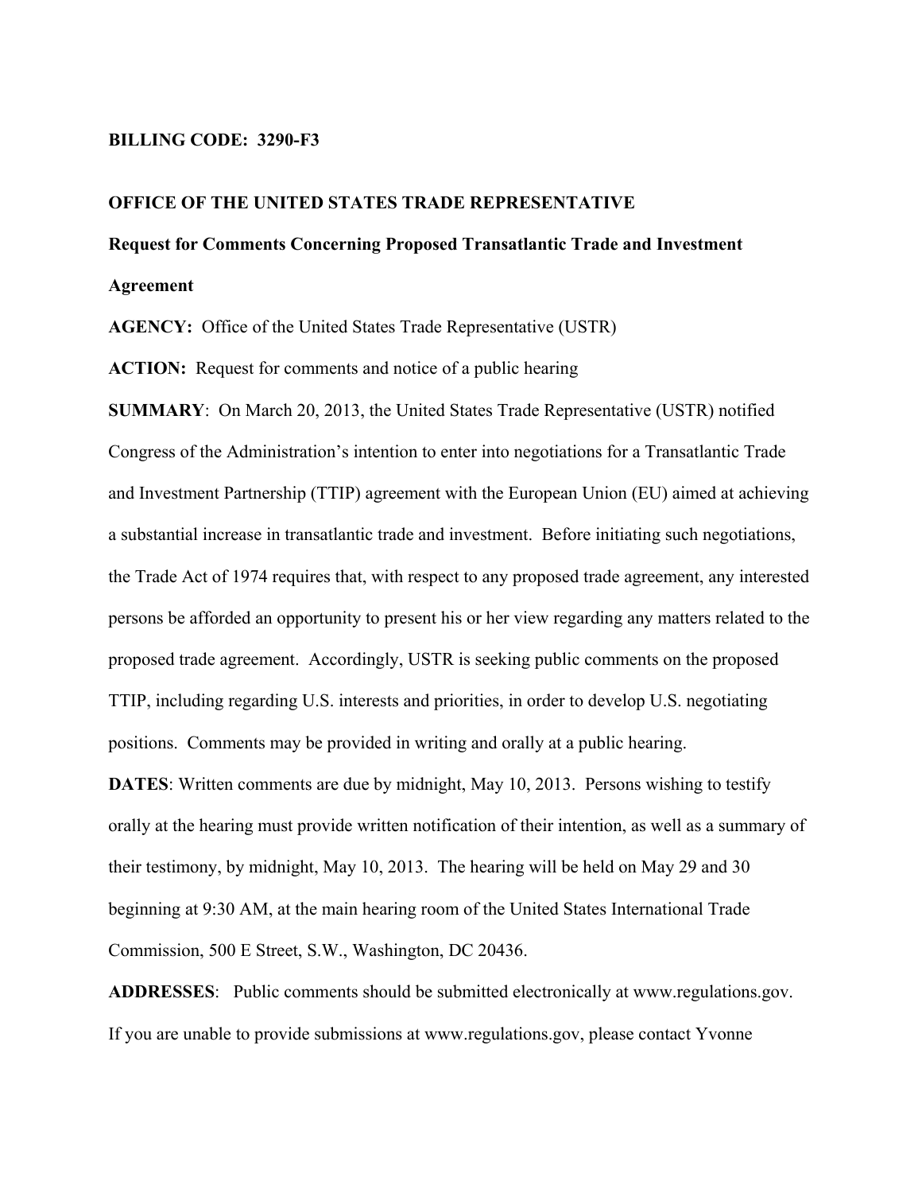**BILLING CODE: 3290-F3**

**OFFICE OF THE UNITED STATES TRADE REPRESENTATIVE**

**Request for Comments Concerning Proposed Transatlantic Trade and Investment Agreement**

**AGENCY:** Office of the United States Trade Representative (USTR)

**ACTION:** Request for comments and notice of a public hearing

**SUMMARY**: On March 20, 2013, the United States Trade Representative (USTR) notified Congress of the Administration's intention to enter into negotiations for a Transatlantic Trade and Investment Partnership (TTIP) agreement with the European Union (EU) aimed at achieving a substantial increase in transatlantic trade and investment. Before initiating such negotiations, the Trade Act of 1974 requires that, with respect to any proposed trade agreement, any interested persons be afforded an opportunity to present his or her view regarding any matters related to the proposed trade agreement. Accordingly, USTR is seeking public comments on the proposed TTIP, including regarding U.S. interests and priorities, in order to develop U.S. negotiating positions. Comments may be provided in writing and orally at a public hearing.

**DATES**: Written comments are due by midnight, May 10, 2013. Persons wishing to testify orally at the hearing must provide written notification of their intention, as well as a summary of their testimony, by midnight, May 10, 2013. The hearing will be held on May 29 and 30 beginning at 9:30 AM, at the main hearing room of the United States International Trade Commission, 500 E Street, S.W., Washington, DC 20436.

**ADDRESSES**: Public comments should be submitted electronically at www.regulations.gov. If you are unable to provide submissions at www.regulations.gov, please contact Yvonne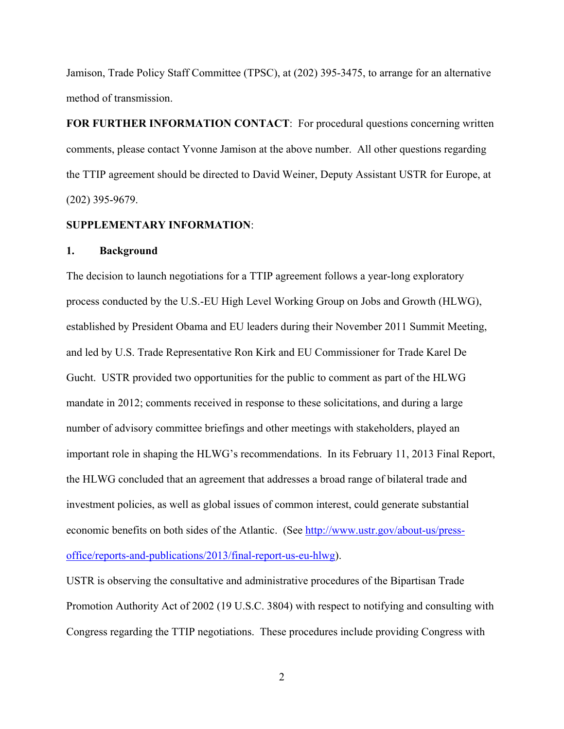Jamison, Trade Policy Staff Committee (TPSC), at (202) 395-3475, to arrange for an alternative method of transmission.

**FOR FURTHER INFORMATION CONTACT**: For procedural questions concerning written comments, please contact Yvonne Jamison at the above number. All other questions regarding the TTIP agreement should be directed to David Weiner, Deputy Assistant USTR for Europe, at (202) 395-9679.

**SUPPLEMENTARY INFORMATION**:

**1. Background**

The decision to launch negotiations for a TTIP agreement follows a year-long exploratory process conducted by the U.S.-EU High Level Working Group on Jobs and Growth (HLWG), established by President Obama and EU leaders during their November 2011 Summit Meeting, and led by U.S. Trade Representative Ron Kirk and EU Commissioner for Trade Karel De Gucht. USTR provided two opportunities for the public to comment as part of the HLWG mandate in 2012; comments received in response to these solicitations, and during a large number of advisory committee briefings and other meetings with stakeholders, played an important role in shaping the HLWG's recommendations. In its February 11, 2013 Final Report, the HLWG concluded that an agreement that addresses a broad range of bilateral trade and investment policies, as well as global issues of common interest, could generate substantial economic benefits on both sides of the Atlantic. (See [http://www.ustr.gov/about-us/press-office/reports-and-publications/2013/final-report-us-eu-hlwg](http://www.ustr.gov/about-us/press-office/reports-and-publications/2013/final-report-us-eu-hlwg)).

USTR is observing the consultative and administrative procedures of the Bipartisan Trade Promotion Authority Act of 2002 (19 U.S.C. 3804) with respect to notifying and consulting with Congress regarding the TTIP negotiations. These procedures include providing Congress with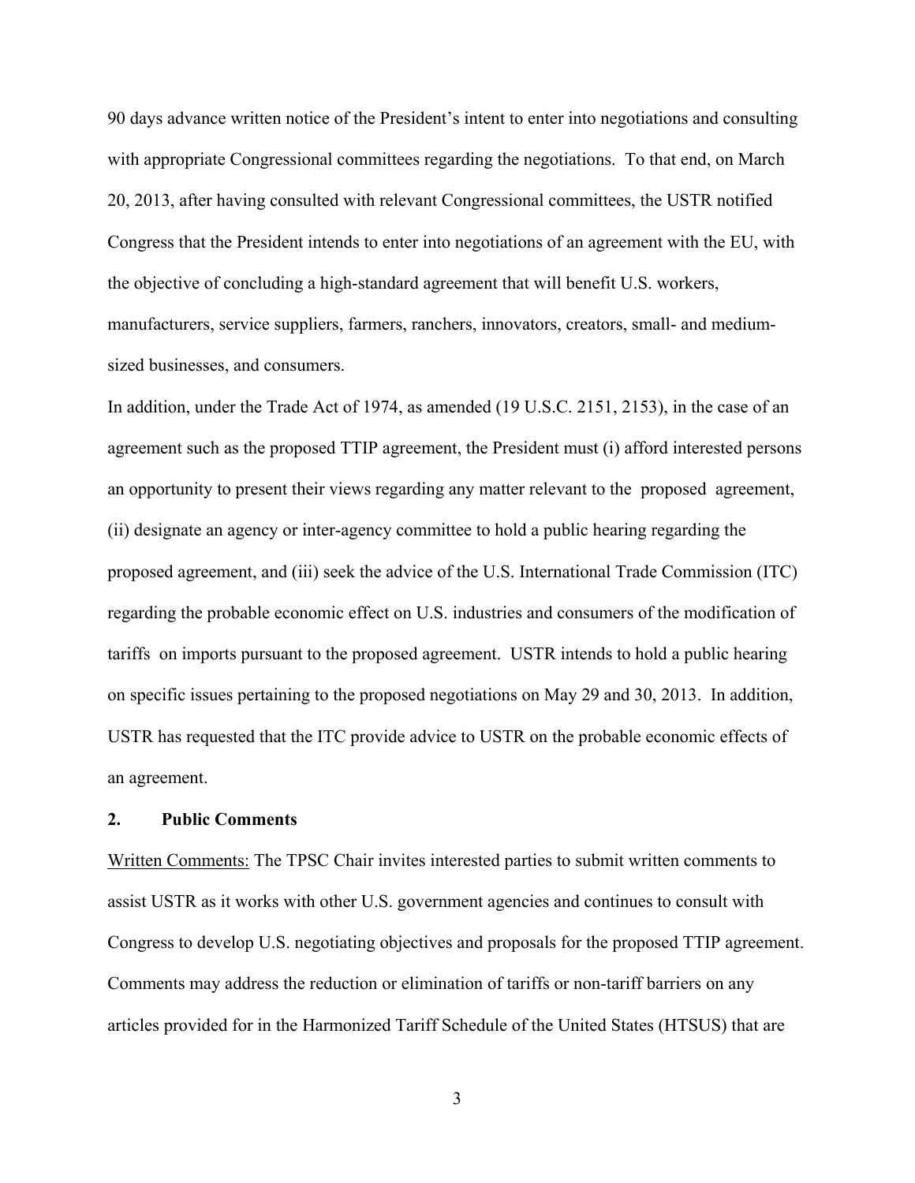90 days advance written notice of the President's intent to enter into negotiations and consulting with appropriate Congressional committees regarding the negotiations. To that end, on March 20, 2013, after having consulted with relevant Congressional committees, the USTR notified Congress that the President intends to enter into negotiations of an agreement with the EU, with the objective of concluding a high-standard agreement that will benefit U.S. workers, manufacturers, service suppliers, farmers, ranchers, innovators, creators, small- and medium-sized businesses, and consumers.

In addition, under the Trade Act of 1974, as amended (19 U.S.C. 2151, 2153), in the case of an agreement such as the proposed TTIP agreement, the President must (i) afford interested persons an opportunity to present their views regarding any matter relevant to the proposed agreement, (ii) designate an agency or inter-agency committee to hold a public hearing regarding the proposed agreement, and (iii) seek the advice of the U.S. International Trade Commission (ITC) regarding the probable economic effect on U.S. industries and consumers of the modification of tariffs on imports pursuant to the proposed agreement. USTR intends to hold a public hearing on specific issues pertaining to the proposed negotiations on May 29 and 30, 2013. In addition, USTR has requested that the ITC provide advice to USTR on the probable economic effects of an agreement.

**2. Public Comments**

Written Comments: The TPSC Chair invites interested parties to submit written comments to assist USTR as it works with other U.S. government agencies and continues to consult with Congress to develop U.S. negotiating objectives and proposals for the proposed TTIP agreement. Comments may address the reduction or elimination of tariffs or non-tariff barriers on any articles provided for in the Harmonized Tariff Schedule of the United States (HTSUS) that are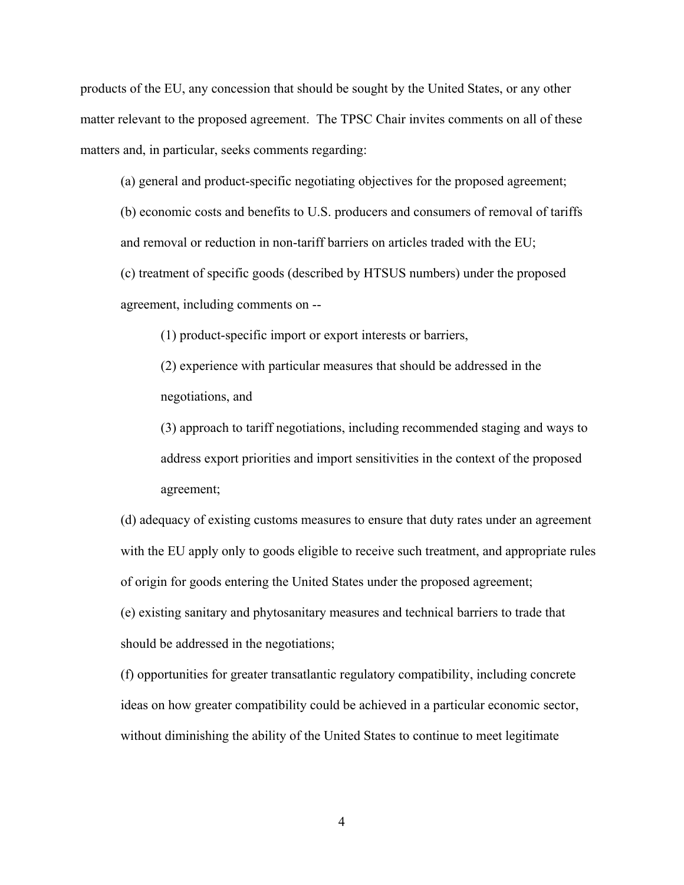products of the EU, any concession that should be sought by the United States, or any other matter relevant to the proposed agreement. The TPSC Chair invites comments on all of these matters and, in particular, seeks comments regarding:

(a) general and product-specific negotiating objectives for the proposed agreement;

(b) economic costs and benefits to U.S. producers and consumers of removal of tariffs and removal or reduction in non-tariff barriers on articles traded with the EU;

(c) treatment of specific goods (described by HTSUS numbers) under the proposed agreement, including comments on --

(1) product-specific import or export interests or barriers,

(2) experience with particular measures that should be addressed in the negotiations, and

(3) approach to tariff negotiations, including recommended staging and ways to address export priorities and import sensitivities in the context of the proposed agreement;

(d) adequacy of existing customs measures to ensure that duty rates under an agreement with the EU apply only to goods eligible to receive such treatment, and appropriate rules of origin for goods entering the United States under the proposed agreement;

(e) existing sanitary and phytosanitary measures and technical barriers to trade that should be addressed in the negotiations;

(f) opportunities for greater transatlantic regulatory compatibility, including concrete ideas on how greater compatibility could be achieved in a particular economic sector, without diminishing the ability of the United States to continue to meet legitimate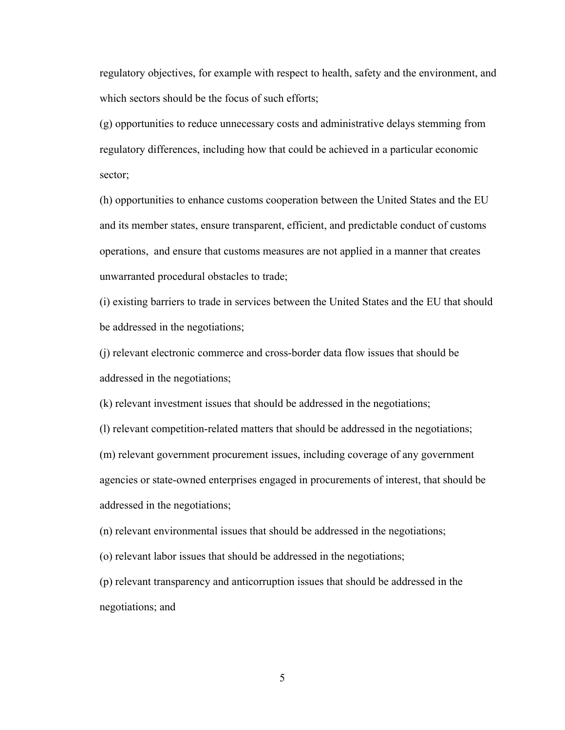regulatory objectives, for example with respect to health, safety and the environment, and which sectors should be the focus of such efforts;

(g) opportunities to reduce unnecessary costs and administrative delays stemming from regulatory differences, including how that could be achieved in a particular economic sector;

(h) opportunities to enhance customs cooperation between the United States and the EU and its member states, ensure transparent, efficient, and predictable conduct of customs operations, and ensure that customs measures are not applied in a manner that creates unwarranted procedural obstacles to trade;

(i) existing barriers to trade in services between the United States and the EU that should be addressed in the negotiations;

(j) relevant electronic commerce and cross-border data flow issues that should be addressed in the negotiations;

(k) relevant investment issues that should be addressed in the negotiations;

(l) relevant competition-related matters that should be addressed in the negotiations;

(m) relevant government procurement issues, including coverage of any government agencies or state-owned enterprises engaged in procurements of interest, that should be addressed in the negotiations;

(n) relevant environmental issues that should be addressed in the negotiations;

(o) relevant labor issues that should be addressed in the negotiations;

(p) relevant transparency and anticorruption issues that should be addressed in the negotiations; and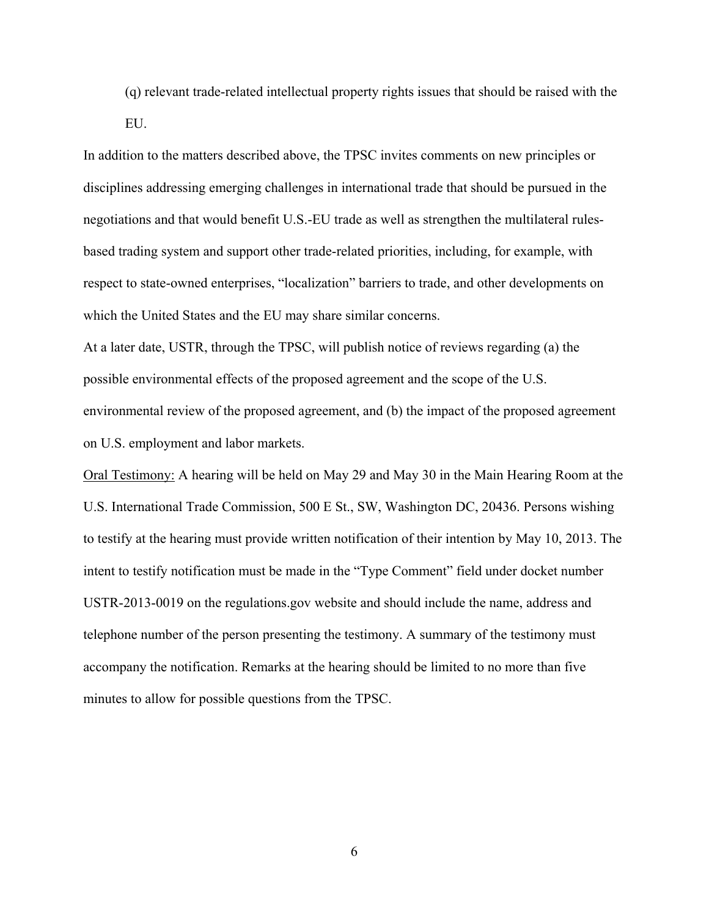(q) relevant trade-related intellectual property rights issues that should be raised with the EU.

In addition to the matters described above, the TPSC invites comments on new principles or disciplines addressing emerging challenges in international trade that should be pursued in the negotiations and that would benefit U.S.-EU trade as well as strengthen the multilateral rules-based trading system and support other trade-related priorities, including, for example, with respect to state-owned enterprises, “localization” barriers to trade, and other developments on which the United States and the EU may share similar concerns.

At a later date, USTR, through the TPSC, will publish notice of reviews regarding (a) the possible environmental effects of the proposed agreement and the scope of the U.S. environmental review of the proposed agreement, and (b) the impact of the proposed agreement on U.S. employment and labor markets.

<u>Oral Testimony:</u> A hearing will be held on May 29 and May 30 in the Main Hearing Room at the U.S. International Trade Commission, 500 E St., SW, Washington DC, 20436. Persons wishing to testify at the hearing must provide written notification of their intention by May 10, 2013. The intent to testify notification must be made in the “Type Comment” field under docket number USTR-2013-0019 on the regulations.gov website and should include the name, address and telephone number of the person presenting the testimony. A summary of the testimony must accompany the notification. Remarks at the hearing should be limited to no more than five minutes to allow for possible questions from the TPSC.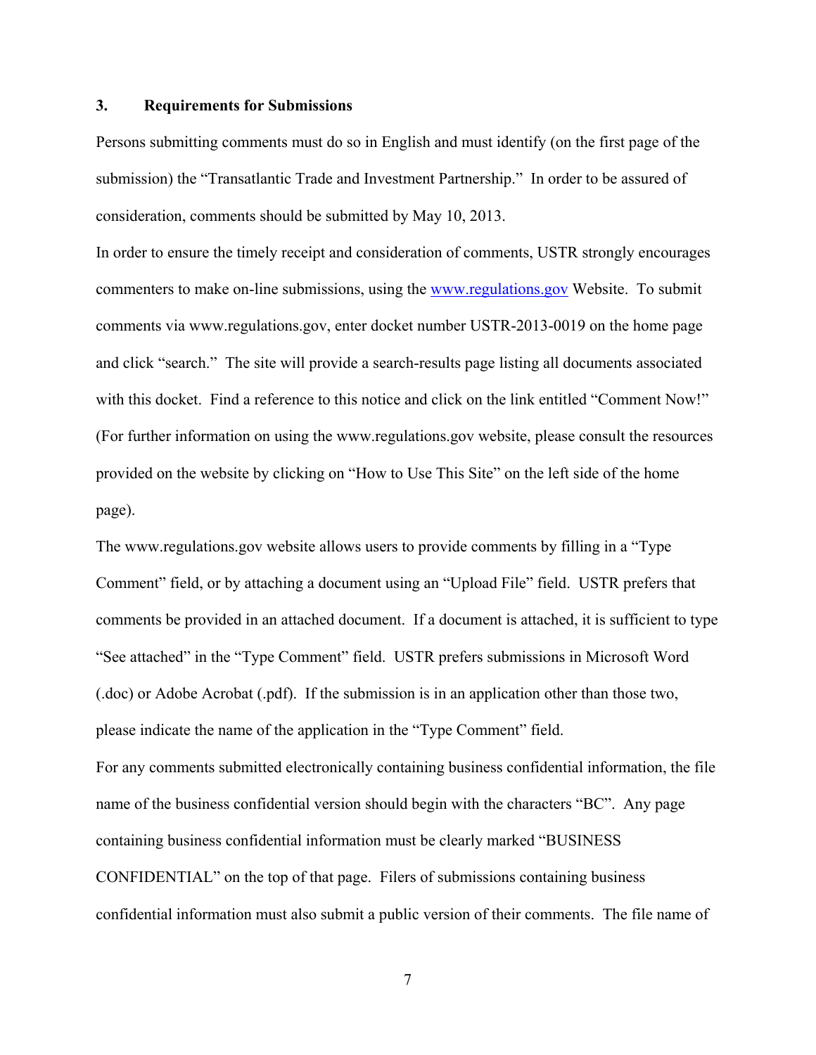### 3. Requirements for Submissions

Persons submitting comments must do so in English and must identify (on the first page of the submission) the "Transatlantic Trade and Investment Partnership." In order to be assured of consideration, comments should be submitted by May 10, 2013.

In order to ensure the timely receipt and consideration of comments, USTR strongly encourages commenters to make on-line submissions, using the www.regulations.gov Website. To submit comments via www.regulations.gov, enter docket number USTR-2013-0019 on the home page and click "search." The site will provide a search-results page listing all documents associated with this docket. Find a reference to this notice and click on the link entitled "Comment Now!" (For further information on using the www.regulations.gov website, please consult the resources provided on the website by clicking on "How to Use This Site" on the left side of the home page).

The www.regulations.gov website allows users to provide comments by filling in a "Type Comment" field, or by attaching a document using an "Upload File" field. USTR prefers that comments be provided in an attached document. If a document is attached, it is sufficient to type "See attached" in the "Type Comment" field. USTR prefers submissions in Microsoft Word (.doc) or Adobe Acrobat (.pdf). If the submission is in an application other than those two, please indicate the name of the application in the "Type Comment" field.

For any comments submitted electronically containing business confidential information, the file name of the business confidential version should begin with the characters "BC". Any page containing business confidential information must be clearly marked "BUSINESS CONFIDENTIAL" on the top of that page. Filers of submissions containing business confidential information must also submit a public version of their comments. The file name of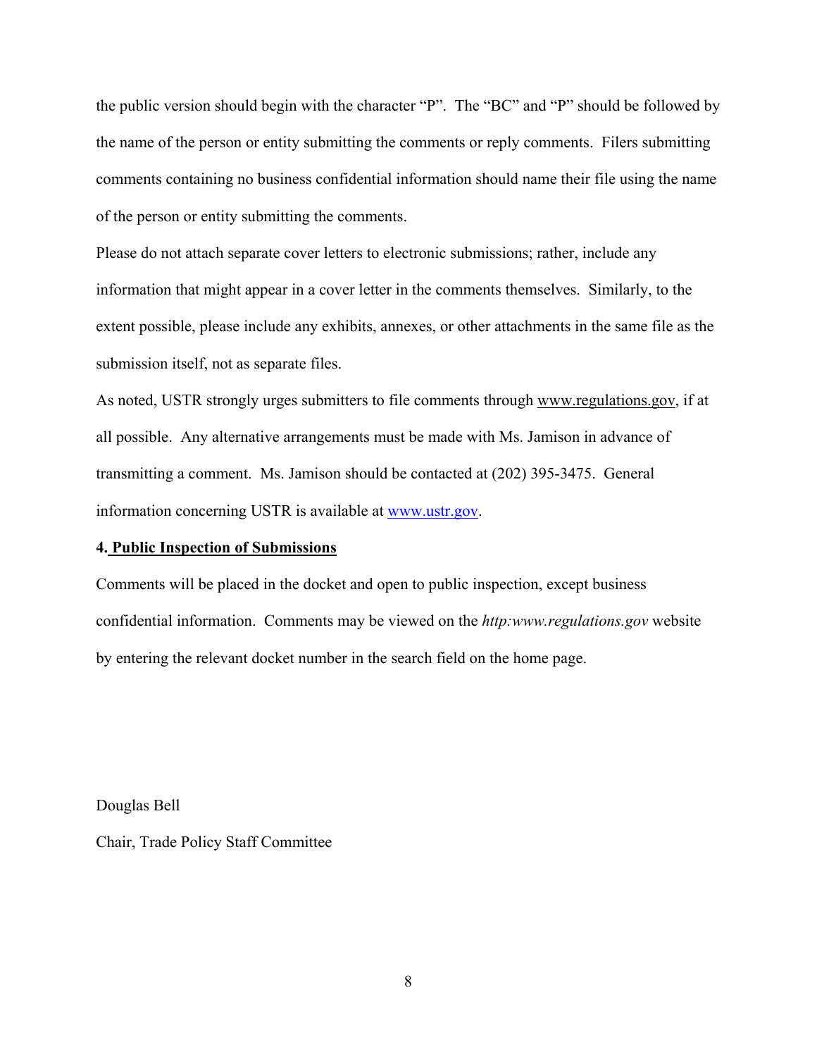the public version should begin with the character "P". The "BC" and "P" should be followed by the name of the person or entity submitting the comments or reply comments. Filers submitting comments containing no business confidential information should name their file using the name of the person or entity submitting the comments.

Please do not attach separate cover letters to electronic submissions; rather, include any information that might appear in a cover letter in the comments themselves. Similarly, to the extent possible, please include any exhibits, annexes, or other attachments in the same file as the submission itself, not as separate files.

As noted, USTR strongly urges submitters to file comments through www.regulations.gov, if at all possible. Any alternative arrangements must be made with Ms. Jamison in advance of transmitting a comment. Ms. Jamison should be contacted at (202) 395-3475. General information concerning USTR is available at www.ustr.gov.

**4. Public Inspection of Submissions**

Comments will be placed in the docket and open to public inspection, except business confidential information. Comments may be viewed on the *http:www.regulations.gov* website by entering the relevant docket number in the search field on the home page.

Douglas Bell

Chair, Trade Policy Staff Committee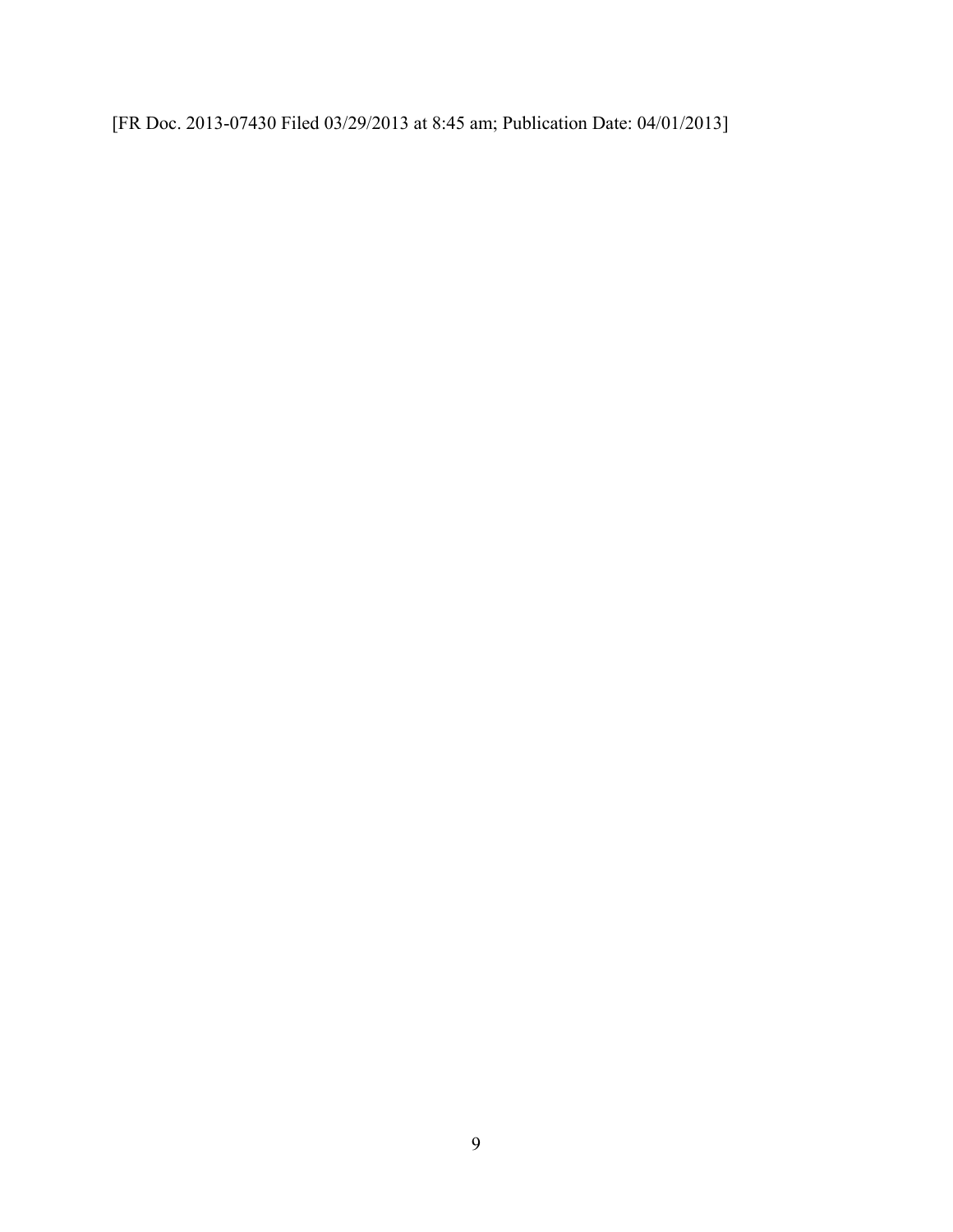[FR Doc. 2013-07430 Filed 03/29/2013 at 8:45 am; Publication Date: 04/01/2013]